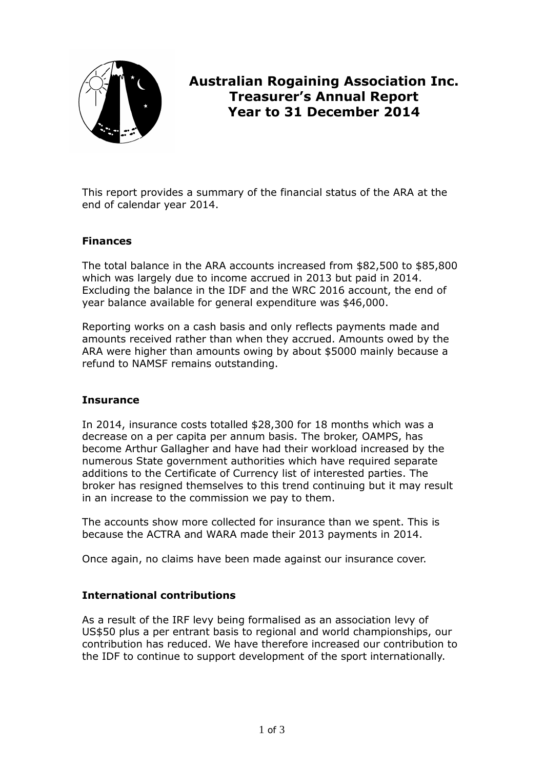# Australian Rogaining Association Inc.
# Treasurer's Annual Report
# Year to 31 December 2014

This report provides a summary of the financial status of the ARA at the end of calendar year 2014.

### Finances

The total balance in the ARA accounts increased from $82,500 to $85,800 which was largely due to income accrued in 2013 but paid in 2014. Excluding the balance in the IDF and the WRC 2016 account, the end of year balance available for general expenditure was $46,000.

Reporting works on a cash basis and only reflects payments made and amounts received rather than when they accrued. Amounts owed by the ARA were higher than amounts owing by about $5000 mainly because a refund to NAMSF remains outstanding.

### Insurance

In 2014, insurance costs totalled $28,300 for 18 months which was a decrease on a per capita per annum basis. The broker, OAMPS, has become Arthur Gallagher and have had their workload increased by the numerous State government authorities which have required separate additions to the Certificate of Currency list of interested parties. The broker has resigned themselves to this trend continuing but it may result in an increase to the commission we pay to them.

The accounts show more collected for insurance than we spent. This is because the ACTRA and WARA made their 2013 payments in 2014.

Once again, no claims have been made against our insurance cover.

### International contributions

As a result of the IRF levy being formalised as an association levy of US$50 plus a per entrant basis to regional and world championships, our contribution has reduced. We have therefore increased our contribution to the IDF to continue to support development of the sport internationally.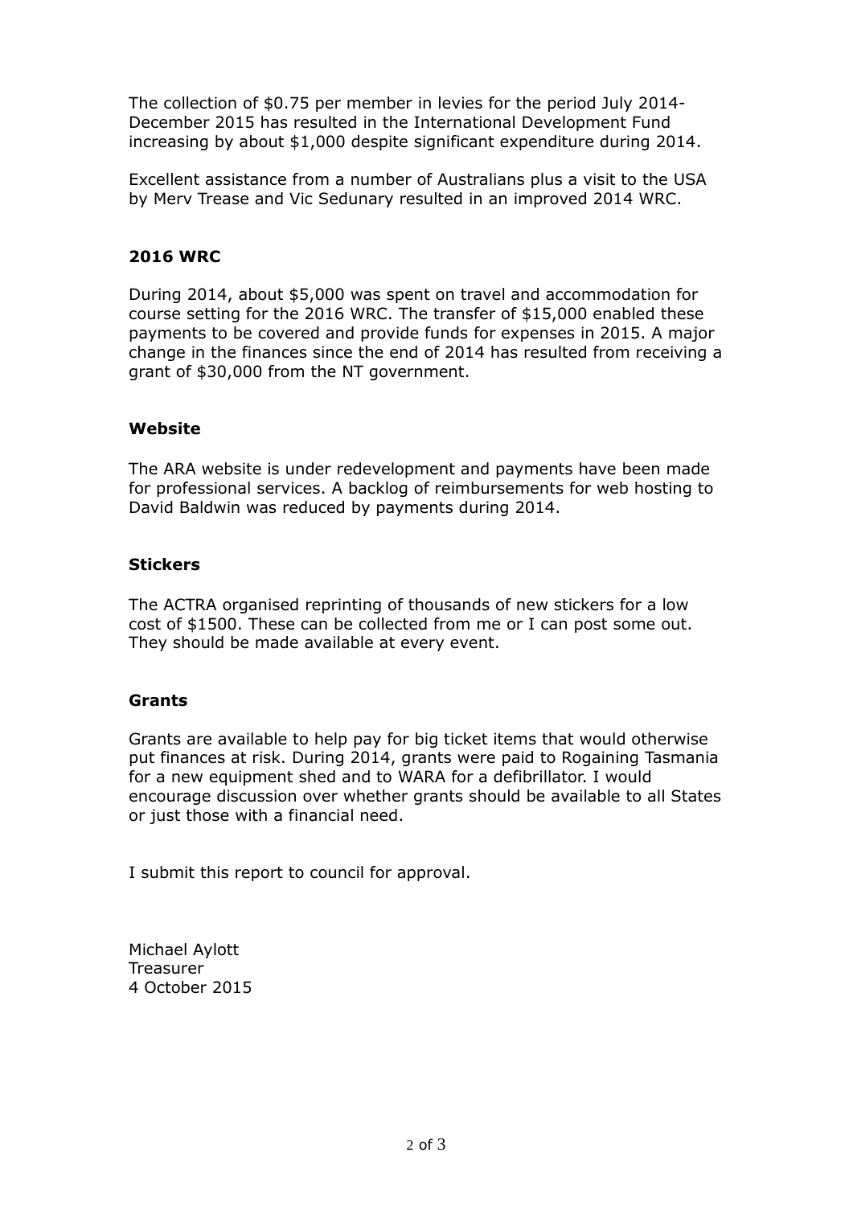The collection of $0.75 per member in levies for the period July 2014-December 2015 has resulted in the International Development Fund increasing by about $1,000 despite significant expenditure during 2014.

Excellent assistance from a number of Australians plus a visit to the USA by Merv Trease and Vic Sedunary resulted in an improved 2014 WRC.

**2016 WRC**

During 2014, about $5,000 was spent on travel and accommodation for course setting for the 2016 WRC. The transfer of $15,000 enabled these payments to be covered and provide funds for expenses in 2015. A major change in the finances since the end of 2014 has resulted from receiving a grant of $30,000 from the NT government.

**Website**

The ARA website is under redevelopment and payments have been made for professional services. A backlog of reimbursements for web hosting to David Baldwin was reduced by payments during 2014.

**Stickers**

The ACTRA organised reprinting of thousands of new stickers for a low cost of $1500. These can be collected from me or I can post some out. They should be made available at every event.

**Grants**

Grants are available to help pay for big ticket items that would otherwise put finances at risk. During 2014, grants were paid to Rogaining Tasmania for a new equipment shed and to WARA for a defibrillator. I would encourage discussion over whether grants should be available to all States or just those with a financial need.

I submit this report to council for approval.

Michael Aylott
Treasurer
4 October 2015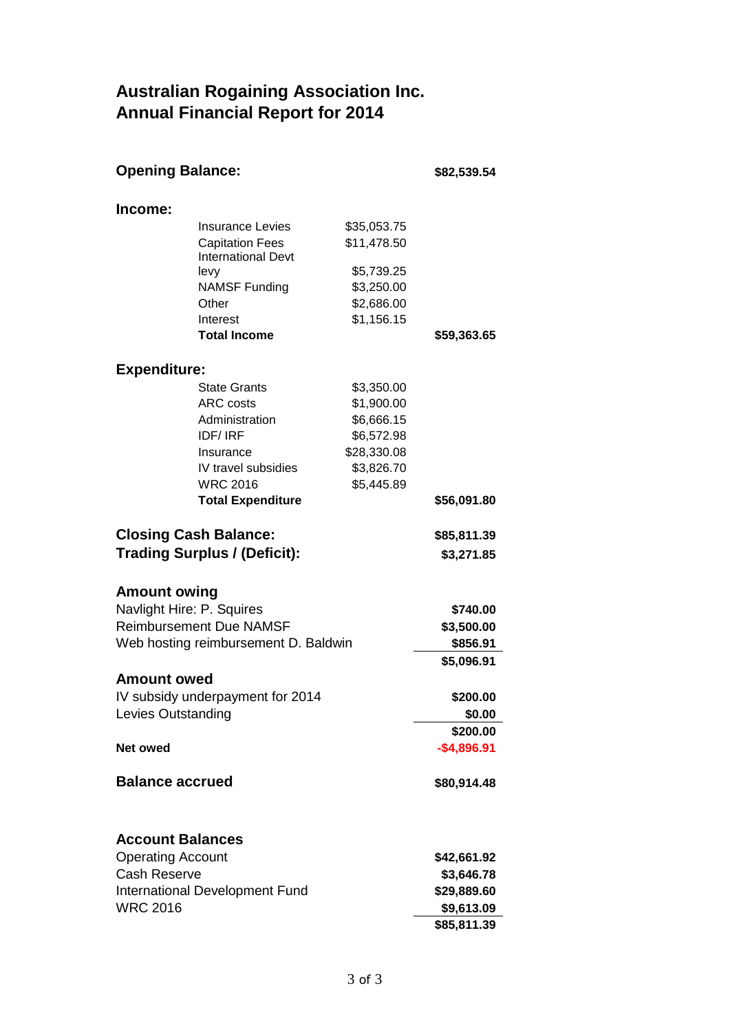# Australian Rogaining Association Inc.
# Annual Financial Report for 2014

| | | | |
|---|---|---|---|
| **Opening Balance:** | | | **$82,539.54** |
| **Income:** | | | |
| | Insurance Levies | $35,053.75 | |
| | Capitation Fees | $11,478.50 | |
| | International Devt levy | $5,739.25 | |
| | NAMSF Funding | $3,250.00 | |
| | Other | $2,686.00 | |
| | Interest | $1,156.15 | |
| | **Total Income** | | **$59,363.65** |
| **Expenditure:** | | | |
| | State Grants | $3,350.00 | |
| | ARC costs | $1,900.00 | |
| | Administration | $6,666.15 | |
| | IDF/ IRF | $6,572.98 | |
| | Insurance | $28,330.08 | |
| | IV travel subsidies | $3,826.70 | |
| | WRC 2016 | $5,445.89 | |
| | **Total Expenditure** | | **$56,091.80** |
| **Closing Cash Balance:** | | | **$85,811.39** |
| **Trading Surplus / (Deficit):** | | | **$3,271.85** |

| | |
|---|---|
| **Amount owing** | |
| Navlight Hire: P. Squires | **$740.00** |
| Reimbursement Due NAMSF | **$3,500.00** |
| Web hosting reimbursement D. Baldwin | **$856.91** |
| | **$5,096.91** |
| **Amount owed** | |
| IV subsidy underpayment for 2014 | **$200.00** |
| Levies Outstanding | **$0.00** |
| | **$200.00** |
| **Net owed** | **-$4,896.91** |
| **Balance accrued** | **$80,914.48** |

| | |
|---|---|
| **Account Balances** | |
| Operating Account | **$42,661.92** |
| Cash Reserve | **$3,646.78** |
| International Development Fund | **$29,889.60** |
| WRC 2016 | **$9,613.09** |
| | **$85,811.39** |